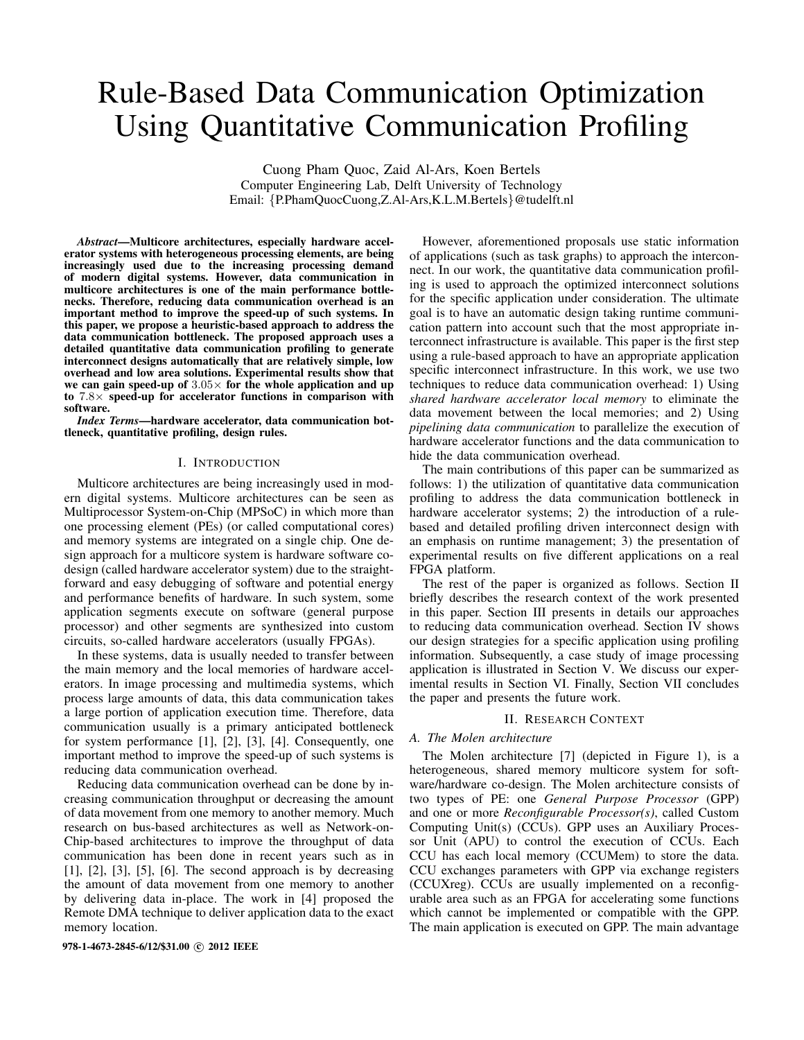# Rule-Based Data Communication Optimization Using Quantitative Communication Profiling

Cuong Pham Quoc, Zaid Al-Ars, Koen Bertels
Computer Engineering Lab, Delft University of Technology
Email: {P.PhamQuocCuong,Z.Al-Ars,K.L.M.Bertels}@tudelft.nl

***Abstract*—Multicore architectures, especially hardware accelerator systems with heterogeneous processing elements, are being increasingly used due to the increasing processing demand of modern digital systems. However, data communication in multicore architectures is one of the main performance bottlenecks. Therefore, reducing data communication overhead is an important method to improve the speed-up of such systems. In this paper, we propose a heuristic-based approach to address the data communication bottleneck. The proposed approach uses a detailed quantitative data communication profiling to generate interconnect designs automatically that are relatively simple, low overhead and low area solutions. Experimental results show that we can gain speed-up of $3.05\times$ for the whole application and up to $7.8\times$ speed-up for accelerator functions in comparison with software.**

***Index Terms*—hardware accelerator, data communication bottleneck, quantitative profiling, design rules.**

## I. Introduction

Multicore architectures are being increasingly used in modern digital systems. Multicore architectures can be seen as Multiprocessor System-on-Chip (MPSoC) in which more than one processing element (PEs) (or called computational cores) and memory systems are integrated on a single chip. One design approach for a multicore system is hardware software co-design (called hardware accelerator system) due to the straightforward and easy debugging of software and potential energy and performance benefits of hardware. In such system, some application segments execute on software (general purpose processor) and other segments are synthesized into custom circuits, so-called hardware accelerators (usually FPGAs).

In these systems, data is usually needed to transfer between the main memory and the local memories of hardware accelerators. In image processing and multimedia systems, which process large amounts of data, this data communication takes a large portion of application execution time. Therefore, data communication usually is a primary anticipated bottleneck for system performance [1], [2], [3], [4]. Consequently, one important method to improve the speed-up of such systems is reducing data communication overhead.

Reducing data communication overhead can be done by increasing communication throughput or decreasing the amount of data movement from one memory to another memory. Much research on bus-based architectures as well as Network-on-Chip-based architectures to improve the throughput of data communication has been done in recent years such as in [1], [2], [3], [5], [6]. The second approach is by decreasing the amount of data movement from one memory to another by delivering data in-place. The work in [4] proposed the Remote DMA technique to deliver application data to the exact memory location.

However, aforementioned proposals use static information of applications (such as task graphs) to approach the interconnect. In our work, the quantitative data communication profiling is used to approach the optimized interconnect solutions for the specific application under consideration. The ultimate goal is to have an automatic design taking runtime communication pattern into account such that the most appropriate interconnect infrastructure is available. This paper is the first step using a rule-based approach to have an appropriate application specific interconnect infrastructure. In this work, we use two techniques to reduce data communication overhead: 1) Using *shared hardware accelerator local memory* to eliminate the data movement between the local memories; and 2) Using *pipelining data communication* to parallelize the execution of hardware accelerator functions and the data communication to hide the data communication overhead.

The main contributions of this paper can be summarized as follows: 1) the utilization of quantitative data communication profiling to address the data communication bottleneck in hardware accelerator systems; 2) the introduction of a rule-based and detailed profiling driven interconnect design with an emphasis on runtime management; 3) the presentation of experimental results on five different applications on a real FPGA platform.

The rest of the paper is organized as follows. Section II briefly describes the research context of the work presented in this paper. Section III presents in details our approaches to reducing data communication overhead. Section IV shows our design strategies for a specific application using profiling information. Subsequently, a case study of image processing application is illustrated in Section V. We discuss our experimental results in Section VI. Finally, Section VII concludes the paper and presents the future work.

## II. Research Context

### A. The Molen architecture

The Molen architecture [7] (depicted in Figure 1), is a heterogeneous, shared memory multicore system for software/hardware co-design. The Molen architecture consists of two types of PE: one *General Purpose Processor* (GPP) and one or more *Reconfigurable Processor(s)*, called Custom Computing Unit(s) (CCUs). GPP uses an Auxiliary Processor Unit (APU) to control the execution of CCUs. Each CCU has each local memory (CCUMem) to store the data. CCU exchanges parameters with GPP via exchange registers (CCUXreg). CCUs are usually implemented on a reconfigurable area such as an FPGA for accelerating some functions which cannot be implemented or compatible with the GPP. The main application is executed on GPP. The main advantage

978-1-4673-2845-6/12/$31.00 © 2012 IEEE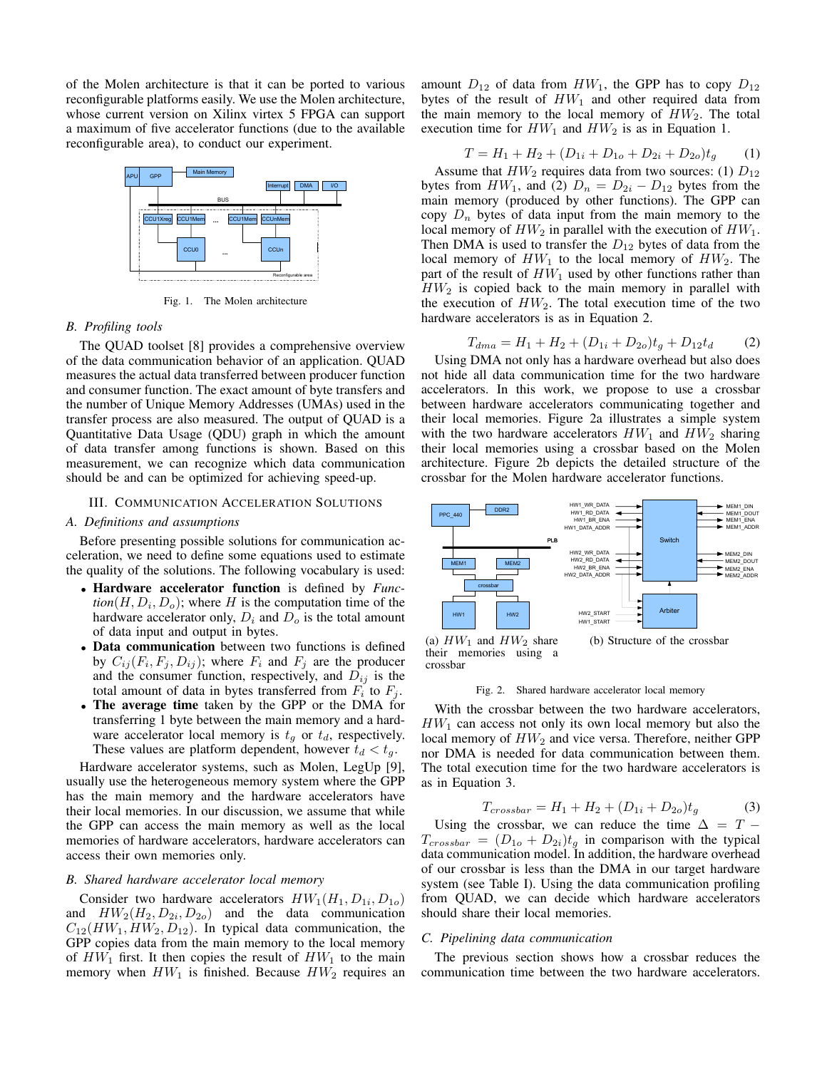of the Molen architecture is that it can be ported to various reconfigurable platforms easily. We use the Molen architecture, whose current version on Xilinx virtex 5 FPGA can support a maximum of five accelerator functions (due to the available reconfigurable area), to conduct our experiment.

Fig. 1. The Molen architecture

## B. Profiling tools

The QUAD toolset [8] provides a comprehensive overview of the data communication behavior of an application. QUAD measures the actual data transferred between producer function and consumer function. The exact amount of byte transfers and the number of Unique Memory Addresses (UMAs) used in the transfer process are also measured. The output of QUAD is a Quantitative Data Usage (QDU) graph in which the amount of data transfer among functions is shown. Based on this measurement, we can recognize which data communication should be and can be optimized for achieving speed-up.

# III. Communication Acceleration Solutions

## A. Definitions and assumptions

Before presenting possible solutions for communication acceleration, we need to define some equations used to estimate the quality of the solutions. The following vocabulary is used:

- **Hardware accelerator function** is defined by *Function*$(H, D_i, D_o)$; where $H$ is the computation time of the hardware accelerator only, $D_i$ and $D_o$ is the total amount of data input and output in bytes.
- **Data communication** between two functions is defined by $C_{ij}(F_i, F_j, D_{ij})$; where $F_i$ and $F_j$ are the producer and the consumer function, respectively, and $D_{ij}$ is the total amount of data in bytes transferred from $F_i$ to $F_j$.
- **The average time** taken by the GPP or the DMA for transferring 1 byte between the main memory and a hardware accelerator local memory is $t_g$ or $t_d$, respectively. These values are platform dependent, however $t_d < t_g$.

Hardware accelerator systems, such as Molen, LegUp [9], usually use the heterogeneous memory system where the GPP has the main memory and the hardware accelerators have their local memories. In our discussion, we assume that while the GPP can access the main memory as well as the local memories of hardware accelerators, hardware accelerators can access their own memories only.

## B. Shared hardware accelerator local memory

Consider two hardware accelerators $HW_1(H_1, D_{1i}, D_{1o})$ and $HW_2(H_2, D_{2i}, D_{2o})$ and the data communication $C_{12}(HW_1, HW_2, D_{12})$. In typical data communication, the GPP copies data from the main memory to the local memory of $HW_1$ first. It then copies the result of $HW_1$ to the main memory when $HW_1$ is finished. Because $HW_2$ requires an amount $D_{12}$ of data from $HW_1$, the GPP has to copy $D_{12}$ bytes of the result of $HW_1$ and other required data from the main memory to the local memory of $HW_2$. The total execution time for $HW_1$ and $HW_2$ is as in Equation 1.

$$T = H_1 + H_2 + (D_{1i} + D_{1o} + D_{2i} + D_{2o})t_g \qquad (1)$$

Assume that $HW_2$ requires data from two sources: (1) $D_{12}$ bytes from $HW_1$, and (2) $D_n = D_{2i} - D_{12}$ bytes from the main memory (produced by other functions). The GPP can copy $D_n$ bytes of data input from the main memory to the local memory of $HW_2$ in parallel with the execution of $HW_1$. Then DMA is used to transfer the $D_{12}$ bytes of data from the local memory of $HW_1$ to the local memory of $HW_2$. The part of the result of $HW_1$ used by other functions rather than $HW_2$ is copied back to the main memory in parallel with the execution of $HW_2$. The total execution time of the two hardware accelerators is as in Equation 2.

$$T_{dma} = H_1 + H_2 + (D_{1i} + D_{2o})t_g + D_{12}t_d \qquad (2)$$

Using DMA not only has a hardware overhead but also does not hide all data communication time for the two hardware accelerators. In this work, we propose to use a crossbar between hardware accelerators communicating together and their local memories. Figure 2a illustrates a simple system with the two hardware accelerators $HW_1$ and $HW_2$ sharing their local memories using a crossbar based on the Molen architecture. Figure 2b depicts the detailed structure of the crossbar for the Molen hardware accelerator functions.

(a) $HW_1$ and $HW_2$ share their memories using a crossbar

(b) Structure of the crossbar

Fig. 2. Shared hardware accelerator local memory

With the crossbar between the two hardware accelerators, $HW_1$ can access not only its own local memory but also the local memory of $HW_2$ and vice versa. Therefore, neither GPP nor DMA is needed for data communication between them. The total execution time for the two hardware accelerators is as in Equation 3.

$$T_{crossbar} = H_1 + H_2 + (D_{1i} + D_{2o})t_g \qquad (3)$$

Using the crossbar, we can reduce the time $\Delta = T - T_{crossbar} = (D_{1o} + D_{2i})t_g$ in comparison with the typical data communication model. In addition, the hardware overhead of our crossbar is less than the DMA in our target hardware system (see Table I). Using the data communication profiling from QUAD, we can decide which hardware accelerators should share their local memories.

## C. Pipelining data communication

The previous section shows how a crossbar reduces the communication time between the two hardware accelerators.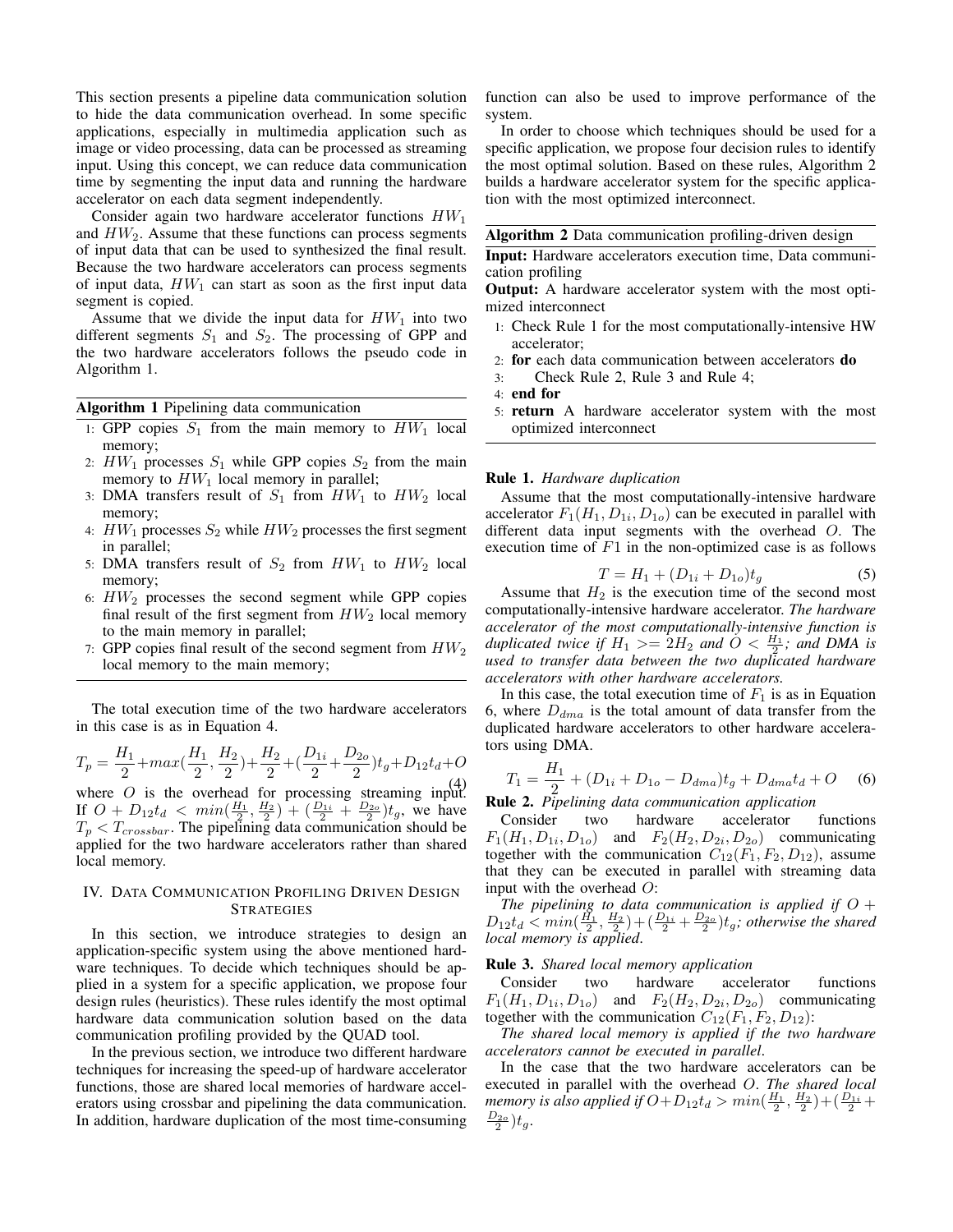This section presents a pipeline data communication solution to hide the data communication overhead. In some specific applications, especially in multimedia application such as image or video processing, data can be processed as streaming input. Using this concept, we can reduce data communication time by segmenting the input data and running the hardware accelerator on each data segment independently.

Consider again two hardware accelerator functions $HW_1$ and $HW_2$. Assume that these functions can process segments of input data that can be used to synthesized the final result. Because the two hardware accelerators can process segments of input data, $HW_1$ can start as soon as the first input data segment is copied.

Assume that we divide the input data for $HW_1$ into two different segments $S_1$ and $S_2$. The processing of GPP and the two hardware accelerators follows the pseudo code in Algorithm 1.

**Algorithm 1** Pipelining data communication

1. GPP copies $S_1$ from the main memory to $HW_1$ local memory;
2. $HW_1$ processes $S_1$ while GPP copies $S_2$ from the main memory to $HW_1$ local memory in parallel;
3. DMA transfers result of $S_1$ from $HW_1$ to $HW_2$ local memory;
4. $HW_1$ processes $S_2$ while $HW_2$ processes the first segment in parallel;
5. DMA transfers result of $S_2$ from $HW_1$ to $HW_2$ local memory;
6. $HW_2$ processes the second segment while GPP copies final result of the first segment from $HW_2$ local memory to the main memory in parallel;
7. GPP copies final result of the second segment from $HW_2$ local memory to the main memory;

The total execution time of the two hardware accelerators in this case is as in Equation 4.

$$T_p = \frac{H_1}{2} + max(\frac{H_1}{2}, \frac{H_2}{2}) + \frac{H_2}{2} + (\frac{D_{1i}}{2} + \frac{D_{2o}}{2})t_g + D_{12}t_d + O \quad (4)$$

where $O$ is the overhead for processing streaming input. If $O + D_{12}t_d < min(\frac{H_1}{2}, \frac{H_2}{2}) + (\frac{D_{1i}}{2} + \frac{D_{2o}}{2})t_g$, we have $T_p < T_{crossbar}$. The pipelining data communication should be applied for the two hardware accelerators rather than shared local memory.

## IV. Data Communication Profiling Driven Design Strategies

In this section, we introduce strategies to design an application-specific system using the above mentioned hardware techniques. To decide which techniques should be applied in a system for a specific application, we propose four design rules (heuristics). These rules identify the most optimal hardware data communication solution based on the data communication profiling provided by the QUAD tool.

In the previous section, we introduce two different hardware techniques for increasing the speed-up of hardware accelerator functions, those are shared local memories of hardware accelerators using crossbar and pipelining the data communication. In addition, hardware duplication of the most time-consuming function can also be used to improve performance of the system.

In order to choose which techniques should be used for a specific application, we propose four decision rules to identify the most optimal solution. Based on these rules, Algorithm 2 builds a hardware accelerator system for the specific application with the most optimized interconnect.

**Algorithm 2** Data communication profiling-driven design

**Input:** Hardware accelerators execution time, Data communication profiling

**Output:** A hardware accelerator system with the most optimized interconnect

```
1: Check Rule 1 for the most computationally-intensive HW accelerator;
2: for each data communication between accelerators do
3:     Check Rule 2, Rule 3 and Rule 4;
4: end for
5: return A hardware accelerator system with the most optimized interconnect
```

**Rule 1.** *Hardware duplication*

Assume that the most computationally-intensive hardware accelerator $F_1(H_1, D_{1i}, D_{1o})$ can be executed in parallel with different data input segments with the overhead $O$. The execution time of $F1$ in the non-optimized case is as follows

$$T = H_1 + (D_{1i} + D_{1o})t_g \quad (5)$$

Assume that $H_2$ is the execution time of the second most computationally-intensive hardware accelerator. *The hardware accelerator of the most computationally-intensive function is duplicated twice if $H_1 >= 2H_2$ and $O < \frac{H_1}{2}$; and DMA is used to transfer data between the two duplicated hardware accelerators with other hardware accelerators.*

In this case, the total execution time of $F_1$ is as in Equation 6, where $D_{dma}$ is the total amount of data transfer from the duplicated hardware accelerators to other hardware accelerators using DMA.

$$T_1 = \frac{H_1}{2} + (D_{1i} + D_{1o} - D_{dma})t_g + D_{dma}t_d + O \quad (6)$$

**Rule 2.** *Pipelining data communication application*

Consider two hardware accelerator functions $F_1(H_1, D_{1i}, D_{1o})$ and $F_2(H_2, D_{2i}, D_{2o})$ communicating together with the communication $C_{12}(F_1, F_2, D_{12})$, assume that they can be executed in parallel with streaming data input with the overhead $O$:

*The pipelining to data communication is applied if $O + D_{12}t_d < min(\frac{H_1}{2}, \frac{H_2}{2}) + (\frac{D_{1i}}{2} + \frac{D_{2o}}{2})t_g$; otherwise the shared local memory is applied.*

**Rule 3.** *Shared local memory application*

Consider two hardware accelerator functions $F_1(H_1, D_{1i}, D_{1o})$ and $F_2(H_2, D_{2i}, D_{2o})$ communicating together with the communication $C_{12}(F_1, F_2, D_{12})$:

*The shared local memory is applied if the two hardware accelerators cannot be executed in parallel.*

In the case that the two hardware accelerators can be executed in parallel with the overhead $O$. *The shared local memory is also applied if $O + D_{12}t_d > min(\frac{H_1}{2}, \frac{H_2}{2}) + (\frac{D_{1i}}{2} + \frac{D_{2o}}{2})t_g$.*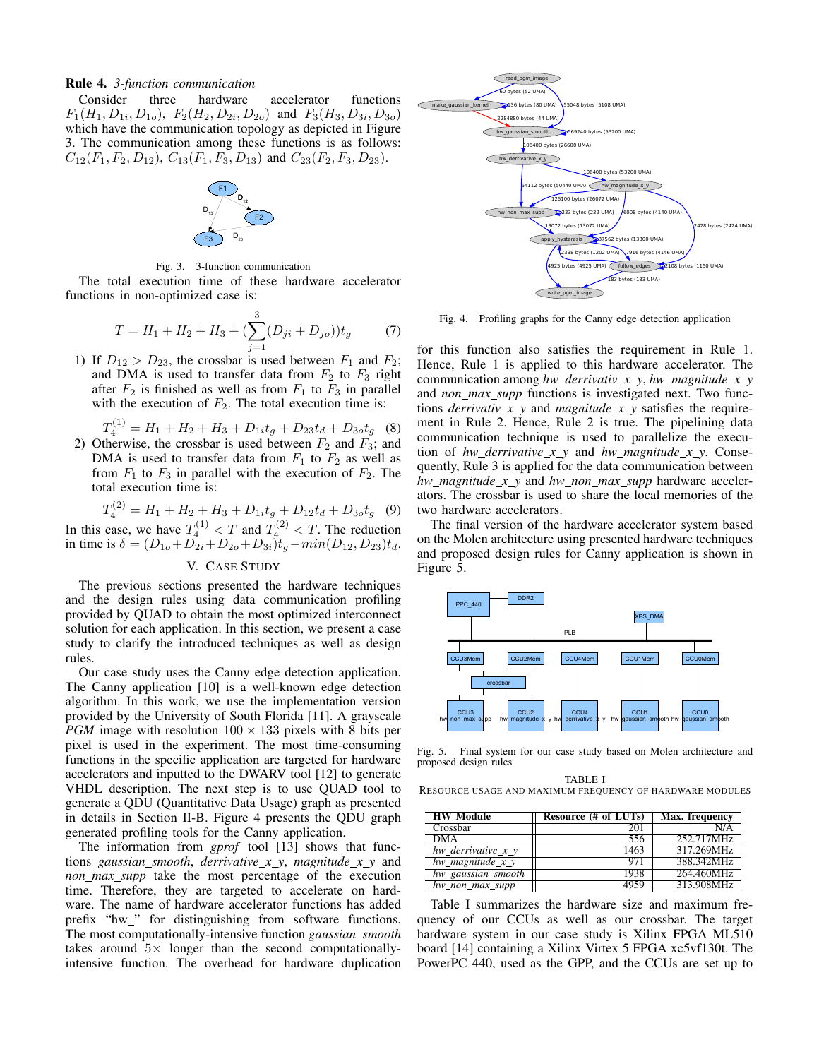**Rule 4.** *3-function communication*

Consider three hardware accelerator functions $F_1(H_1, D_{1i}, D_{1o})$, $F_2(H_2, D_{2i}, D_{2o})$ and $F_3(H_3, D_{3i}, D_{3o})$ which have the communication topology as depicted in Figure 3. The communication among these functions is as follows: $C_{12}(F_1, F_2, D_{12})$, $C_{13}(F_1, F_3, D_{13})$ and $C_{23}(F_2, F_3, D_{23})$.

Fig. 3. 3-function communication

The total execution time of these hardware accelerator functions in non-optimized case is:

$$T = H_1 + H_2 + H_3 + (\sum_{j=1}^{3}(D_{ji} + D_{jo}))t_g \quad (7)$$

1) If $D_{12} > D_{23}$, the crossbar is used between $F_1$ and $F_2$; and DMA is used to transfer data from $F_2$ to $F_3$ right after $F_2$ is finished as well as from $F_1$ to $F_3$ in parallel with the execution of $F_2$. The total execution time is:

$$T_4^{(1)} = H_1 + H_2 + H_3 + D_{1i}t_g + D_{23}t_d + D_{3o}t_g \quad (8)$$

2) Otherwise, the crossbar is used between $F_2$ and $F_3$; and DMA is used to transfer data from $F_1$ to $F_2$ as well as from $F_1$ to $F_3$ in parallel with the execution of $F_2$. The total execution time is:

$$T_4^{(2)} = H_1 + H_2 + H_3 + D_{1i}t_g + D_{12}t_d + D_{3o}t_g \quad (9)$$

In this case, we have $T_4^{(1)} < T$ and $T_4^{(2)} < T$. The reduction in time is $\delta = (D_{1o} + D_{2i} + D_{2o} + D_{3i})t_g - min(D_{12}, D_{23})t_d$.

## V. Case Study

The previous sections presented the hardware techniques and the design rules using data communication profiling provided by QUAD to obtain the most optimized interconnect solution for each application. In this section, we present a case study to clarify the introduced techniques as well as design rules.

Our case study uses the Canny edge detection application. The Canny application [10] is a well-known edge detection algorithm. In this work, we use the implementation version provided by the University of South Florida [11]. A grayscale *PGM* image with resolution $100 \times 133$ pixels with 8 bits per pixel is used in the experiment. The most time-consuming functions in the specific application are targeted for hardware accelerators and inputted to the DWARV tool [12] to generate VHDL description. The next step is to use QUAD tool to generate a QDU (Quantitative Data Usage) graph as presented in details in Section II-B. Figure 4 presents the QDU graph generated profiling tools for the Canny application.

The information from *gprof* tool [13] shows that functions *gaussian_smooth*, *derrivative_x_y*, *magnitude_x_y* and *non_max_supp* take the most percentage of the execution time. Therefore, they are targeted to accelerate on hardware. The name of hardware accelerator functions has added prefix "hw_" for distinguishing from software functions. The most computationally-intensive function *gaussian_smooth* takes around $5\times$ longer than the second computationally-intensive function. The overhead for hardware duplication

Fig. 4. Profiling graphs for the Canny edge detection application

for this function also satisfies the requirement in Rule 1. Hence, Rule 1 is applied to this hardware accelerator. The communication among *hw_derrivativ_x_y*, *hw_magnitude_x_y* and *non_max_supp* functions is investigated next. Two functions *derrivativ_x_y* and *magnitude_x_y* satisfies the requirement in Rule 2. Hence, Rule 2 is true. The pipelining data communication technique is used to parallelize the execution of *hw_derrivative_x_y* and *hw_magnitude_x_y*. Consequently, Rule 3 is applied for the data communication between *hw_magnitude_x_y* and *hw_non_max_supp* hardware accelerators. The crossbar is used to share the local memories of the two hardware accelerators.

The final version of the hardware accelerator system based on the Molen architecture using presented hardware techniques and proposed design rules for Canny application is shown in Figure 5.

Fig. 5. Final system for our case study based on Molen architecture and proposed design rules

TABLE I
Resource usage and maximum frequency of hardware modules

| HW Module | Resource (# of LUTs) | Max. frequency |
|---|---|---|
| Crossbar | 201 | N/A |
| DMA | 556 | 252.717MHz |
| *hw_derrivative_x_y* | 1463 | 317.269MHz |
| *hw_magnitude_x_y* | 971 | 388.342MHz |
| *hw_gaussian_smooth* | 1938 | 264.460MHz |
| *hw_non_max_supp* | 4959 | 313.908MHz |

Table I summarizes the hardware size and maximum frequency of our CCUs as well as our crossbar. The target hardware system in our case study is Xilinx FPGA ML510 board [14] containing a Xilinx Virtex 5 FPGA xc5vf130t. The PowerPC 440, used as the GPP, and the CCUs are set up to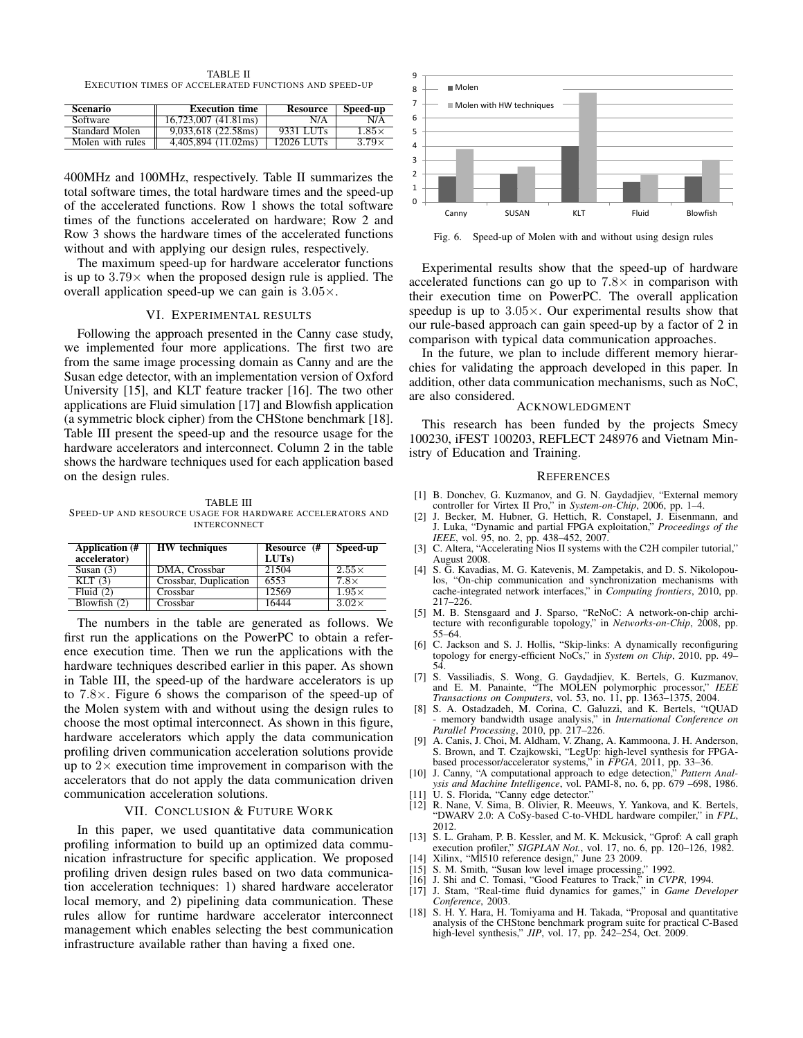TABLE II
EXECUTION TIMES OF ACCELERATED FUNCTIONS AND SPEED-UP

| Scenario | Execution time | Resource | Speed-up |
|---|---|---|---|
| Software | 16,723,007 (41.81ms) | N/A | N/A |
| Standard Molen | 9,033,618 (22.58ms) | 9331 LUTs | 1.85× |
| Molen with rules | 4,405,894 (11.02ms) | 12026 LUTs | 3.79× |

400MHz and 100MHz, respectively. Table II summarizes the total software times, the total hardware times and the speed-up of the accelerated functions. Row 1 shows the total software times of the functions accelerated on hardware; Row 2 and Row 3 shows the hardware times of the accelerated functions without and with applying our design rules, respectively.

The maximum speed-up for hardware accelerator functions is up to 3.79× when the proposed design rule is applied. The overall application speed-up we can gain is 3.05×.

## VI. Experimental results

Following the approach presented in the Canny case study, we implemented four more applications. The first two are from the same image processing domain as Canny and are the Susan edge detector, with an implementation version of Oxford University [15], and KLT feature tracker [16]. The two other applications are Fluid simulation [17] and Blowfish application (a symmetric block cipher) from the CHStone benchmark [18]. Table III present the speed-up and the resource usage for the hardware accelerators and interconnect. Column 2 in the table shows the hardware techniques used for each application based on the design rules.

TABLE III
SPEED-UP AND RESOURCE USAGE FOR HARDWARE ACCELERATORS AND INTERCONNECT

| Application (# accelerator) | HW techniques | Resource (# LUTs) | Speed-up |
|---|---|---|---|
| Susan (3) | DMA, Crossbar | 21504 | 2.55× |
| KLT (3) | Crossbar, Duplication | 6553 | 7.8× |
| Fluid (2) | Crossbar | 12569 | 1.95× |
| Blowfish (2) | Crossbar | 16444 | 3.02× |

The numbers in the table are generated as follows. We first run the applications on the PowerPC to obtain a reference execution time. Then we run the applications with the hardware techniques described earlier in this paper. As shown in Table III, the speed-up of the hardware accelerators is up to 7.8×. Figure 6 shows the comparison of the speed-up of the Molen system with and without using the design rules to choose the most optimal interconnect. As shown in this figure, hardware accelerators which apply the data communication profiling driven communication acceleration solutions provide up to 2× execution time improvement in comparison with the accelerators that do not apply the data communication driven communication acceleration solutions.

## VII. Conclusion & Future Work

In this paper, we used quantitative data communication profiling information to build up an optimized data communication infrastructure for specific application. We proposed profiling driven design rules based on two data communication acceleration techniques: 1) shared hardware accelerator local memory, and 2) pipelining data communication. These rules allow for runtime hardware accelerator interconnect management which enables selecting the best communication infrastructure available rather than having a fixed one.

9
8
7
6
5
4
3
2
1
0

Molen
Molen with HW techniques

Canny SUSAN KLT Fluid Blowfish

Fig. 6. Speed-up of Molen with and without using design rules

Experimental results show that the speed-up of hardware accelerated functions can go up to 7.8× in comparison with their execution time on PowerPC. The overall application speedup is up to 3.05×. Our experimental results show that our rule-based approach can gain speed-up by a factor of 2 in comparison with typical data communication approaches.

In the future, we plan to include different memory hierarchies for validating the approach developed in this paper. In addition, other data communication mechanisms, such as NoC, are also considered.

## Acknowledgment

This research has been funded by the projects Smecy 100230, iFEST 100203, REFLECT 248976 and Vietnam Ministry of Education and Training.

## References

[1] B. Donchev, G. Kuzmanov, and G. N. Gaydadjiev, "External memory controller for Virtex II Pro," in *System-on-Chip*, 2006, pp. 1–4.

[2] J. Becker, M. Hubner, G. Hettich, R. Constapel, J. Eisenmann, and J. Luka, "Dynamic and partial FPGA exploitation," *Proceedings of the IEEE*, vol. 95, no. 2, pp. 438–452, 2007.

[3] C. Altera, "Accelerating Nios II systems with the C2H compiler tutorial," August 2008.

[4] S. G. Kavadias, M. G. Katevenis, M. Zampetakis, and D. S. Nikolopoulos, "On-chip communication and synchronization mechanisms with cache-integrated network interfaces," in *Computing frontiers*, 2010, pp. 217–226.

[5] M. B. Stensgaard and J. Sparso, "ReNoC: A network-on-chip architecture with reconfigurable topology," in *Networks-on-Chip*, 2008, pp. 55–64.

[6] C. Jackson and S. J. Hollis, "Skip-links: A dynamically reconfiguring topology for energy-efficient NoCs," in *System on Chip*, 2010, pp. 49–54.

[7] S. Vassiliadis, S. Wong, G. Gaydadjiev, K. Bertels, G. Kuzmanov, and E. M. Panainte, "The MOLEN polymorphic processor," *IEEE Transactions on Computers*, vol. 53, no. 11, pp. 1363–1375, 2004.

[8] S. A. Ostadzadeh, M. Corina, C. Galuzzi, and K. Bertels, "tQUAD - memory bandwidth usage analysis," in *International Conference on Parallel Processing*, 2010, pp. 217–226.

[9] A. Canis, J. Choi, M. Aldham, V. Zhang, A. Kammoona, J. H. Anderson, S. Brown, and T. Czajkowski, "LegUp: high-level synthesis for FPGA-based processor/accelerator systems," in *FPGA*, 2011, pp. 33–36.

[10] J. Canny, "A computational approach to edge detection," *Pattern Analysis and Machine Intelligence*, vol. PAMI-8, no. 6, pp. 679 –698, 1986.

[11] U. S. Florida, "Canny edge detector."

[12] R. Nane, V. Sima, B. Olivier, R. Meeuws, Y. Yankova, and K. Bertels, "DWARV 2.0: A CoSy-based C-to-VHDL hardware compiler," in *FPL*, 2012.

[13] S. L. Graham, P. B. Kessler, and M. K. Mckusick, "Gprof: A call graph execution profiler," *SIGPLAN Not.*, vol. 17, no. 6, pp. 120–126, 1982.

[14] Xilinx, "Ml510 reference design," June 23 2009.

[15] S. M. Smith, "Susan low level image processing," 1992.

[16] J. Shi and C. Tomasi, "Good Features to Track," in *CVPR*, 1994.

[17] J. Stam, "Real-time fluid dynamics for games," in *Game Developer Conference*, 2003.

[18] S. H. Y. Hara, H. Tomiyama and H. Takada, "Proposal and quantitative analysis of the CHStone benchmark program suite for practical C-Based high-level synthesis," *JIP*, vol. 17, pp. 242–254, Oct. 2009.